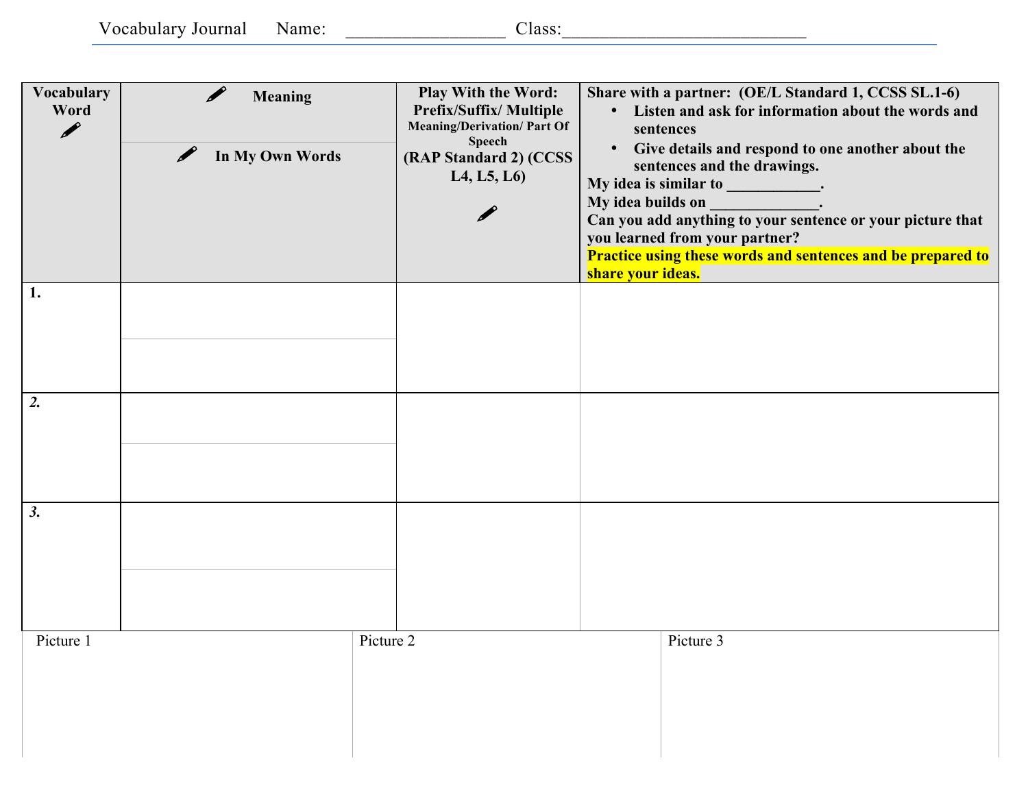Vocabulary Journal Name: _________________ Class:___________________________

| Vocabulary Word | Meaning / In My Own Words | Play With the Word: Prefix/Suffix/ Multiple Meaning/Derivation/ Part Of Speech (RAP Standard 2) (CCSS L4, L5, L6) | Share with a partner: (OE/L Standard 1, CCSS SL.1-6)<br>• Listen and ask for information about the words and sentences<br>• Give details and respond to one another about the sentences and the drawings.<br>My idea is similar to ____________.<br>My idea builds on ______________.<br>Can you add anything to your sentence or your picture that you learned from your partner?<br>**Practice using these words and sentences and be prepared to share your ideas.** |
|---|---|---|---|
| 1. | | | |
| 2. | | | |
| 3. | | | |

| Picture 1 | Picture 2 | Picture 3 |
|---|---|---|
| | | |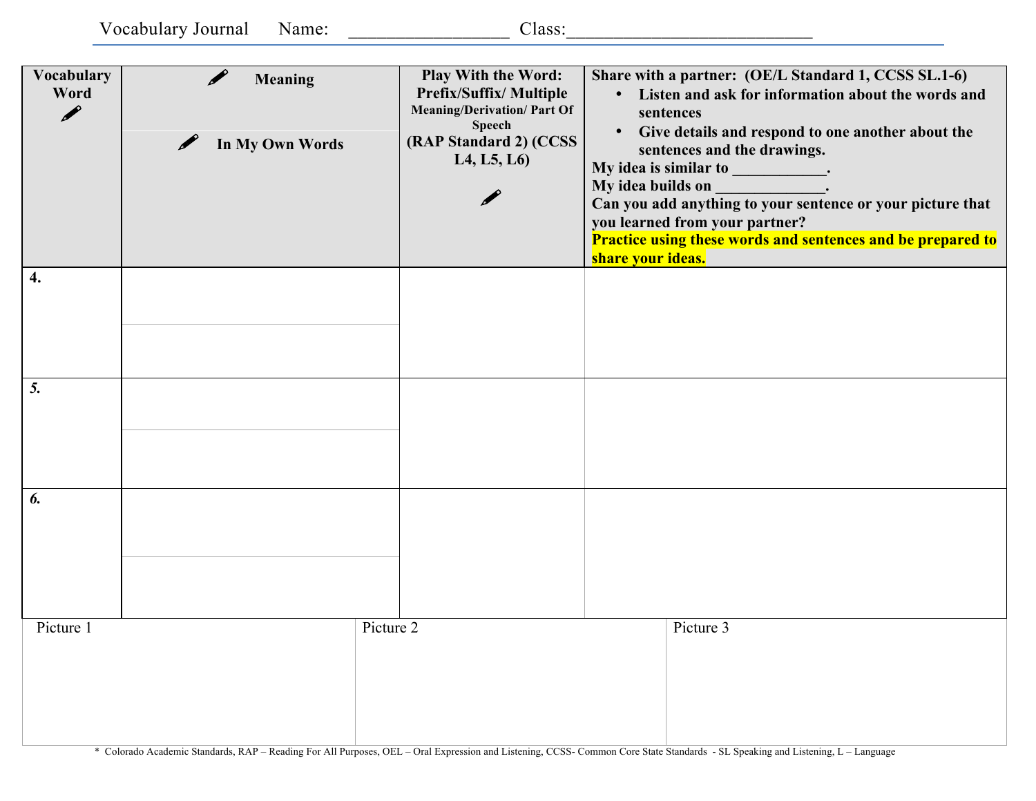Vocabulary Journal Name: ________________ Class:_________________________

| Vocabulary Word | Meaning / In My Own Words | Play With the Word: Prefix/Suffix/ Multiple Meaning/Derivation/ Part Of Speech (RAP Standard 2) (CCSS L4, L5, L6) | Share with a partner: (OE/L Standard 1, CCSS SL.1-6)<br>• Listen and ask for information about the words and sentences<br>• Give details and respond to one another about the sentences and the drawings.<br>My idea is similar to ___________.<br>My idea builds on _____________.<br>Can you add anything to your sentence or your picture that you learned from your partner?<br>Practice using these words and sentences and be prepared to share your ideas. |
|---|---|---|---|
| 4. | | | |
| 5. | | | |
| 6. | | | |

| Picture 1 | Picture 2 | Picture 3 |
|---|---|---|
| | | |

\* Colorado Academic Standards, RAP – Reading For All Purposes, OEL – Oral Expression and Listening, CCSS- Common Core State Standards - SL Speaking and Listening, L – Language